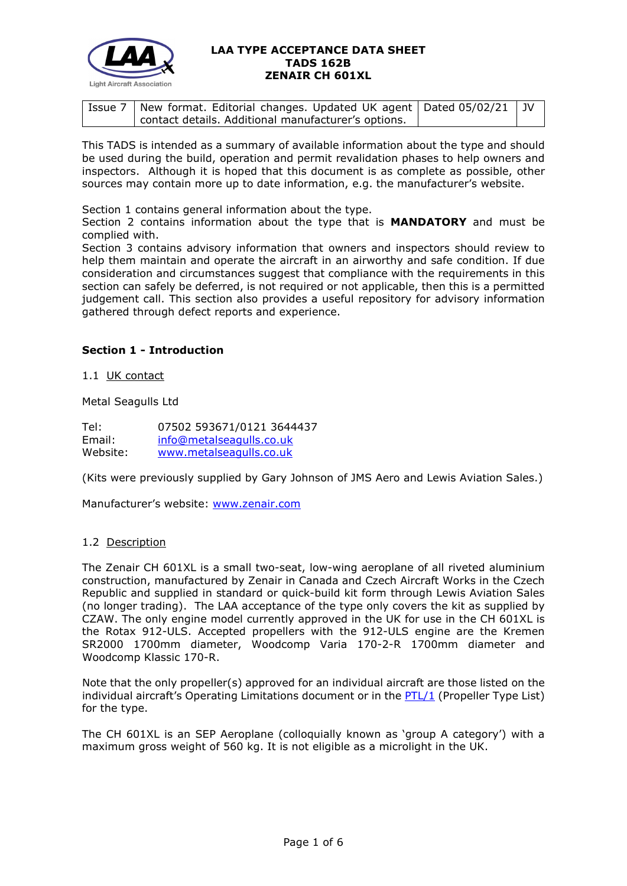# LAA TYPE ACCEPTANCE DATA SHEET
# TADS 162B
# ZENAIR CH 601XL

| Issue 7 | New format. Editorial changes. Updated UK agent contact details. Additional manufacturer's options. | Dated 05/02/21 | JV |
|---|---|---|---|

This TADS is intended as a summary of available information about the type and should be used during the build, operation and permit revalidation phases to help owners and inspectors. Although it is hoped that this document is as complete as possible, other sources may contain more up to date information, e.g. the manufacturer's website.

Section 1 contains general information about the type.
Section 2 contains information about the type that is **MANDATORY** and must be complied with.
Section 3 contains advisory information that owners and inspectors should review to help them maintain and operate the aircraft in an airworthy and safe condition. If due consideration and circumstances suggest that compliance with the requirements in this section can safely be deferred, is not required or not applicable, then this is a permitted judgement call. This section also provides a useful repository for advisory information gathered through defect reports and experience.

## Section 1 - Introduction

1.1 UK contact

Metal Seagulls Ltd

Tel: 07502 593671/0121 3644437
Email: info@metalseagulls.co.uk
Website: www.metalseagulls.co.uk

(Kits were previously supplied by Gary Johnson of JMS Aero and Lewis Aviation Sales.)

Manufacturer's website: www.zenair.com

1.2 Description

The Zenair CH 601XL is a small two-seat, low-wing aeroplane of all riveted aluminium construction, manufactured by Zenair in Canada and Czech Aircraft Works in the Czech Republic and supplied in standard or quick-build kit form through Lewis Aviation Sales (no longer trading). The LAA acceptance of the type only covers the kit as supplied by CZAW. The only engine model currently approved in the UK for use in the CH 601XL is the Rotax 912-ULS. Accepted propellers with the 912-ULS engine are the Kremen SR2000 1700mm diameter, Woodcomp Varia 170-2-R 1700mm diameter and Woodcomp Klassic 170-R.

Note that the only propeller(s) approved for an individual aircraft are those listed on the individual aircraft's Operating Limitations document or in the PTL/1 (Propeller Type List) for the type.

The CH 601XL is an SEP Aeroplane (colloquially known as 'group A category') with a maximum gross weight of 560 kg. It is not eligible as a microlight in the UK.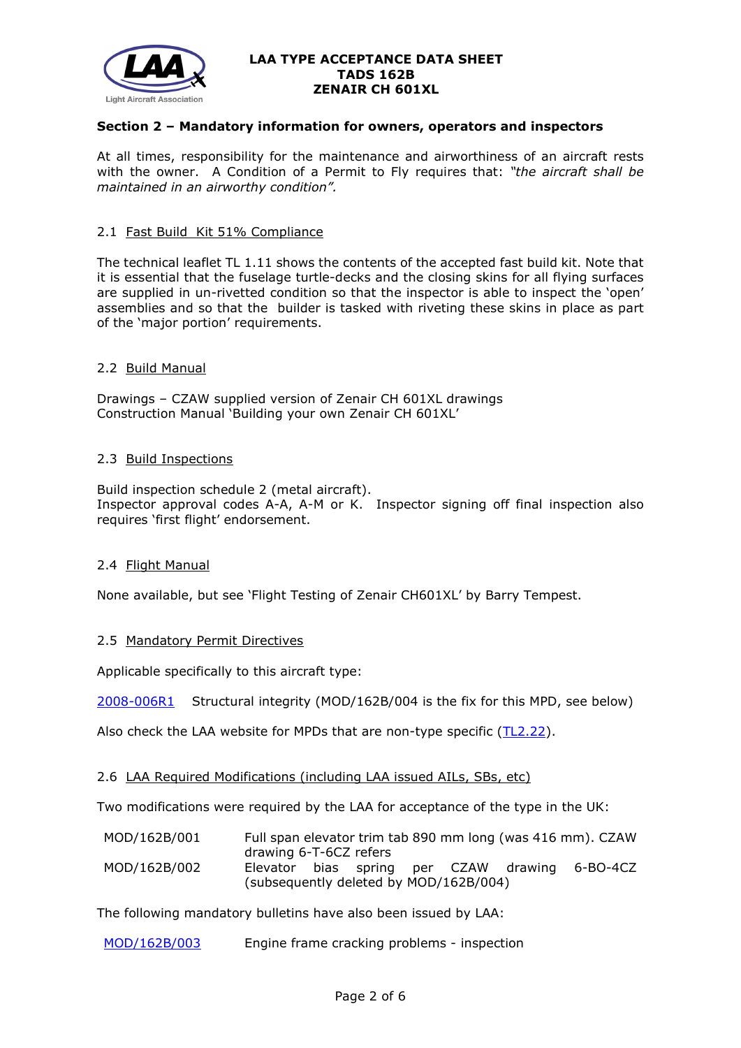## Section 2 – Mandatory information for owners, operators and inspectors

At all times, responsibility for the maintenance and airworthiness of an aircraft rests with the owner. A Condition of a Permit to Fly requires that: *"the aircraft shall be maintained in an airworthy condition".*

### 2.1 Fast Build Kit 51% Compliance

The technical leaflet TL 1.11 shows the contents of the accepted fast build kit. Note that it is essential that the fuselage turtle-decks and the closing skins for all flying surfaces are supplied in un-rivetted condition so that the inspector is able to inspect the 'open' assemblies and so that the builder is tasked with riveting these skins in place as part of the 'major portion' requirements.

### 2.2 Build Manual

Drawings – CZAW supplied version of Zenair CH 601XL drawings
Construction Manual 'Building your own Zenair CH 601XL'

### 2.3 Build Inspections

Build inspection schedule 2 (metal aircraft).
Inspector approval codes A-A, A-M or K. Inspector signing off final inspection also requires 'first flight' endorsement.

### 2.4 Flight Manual

None available, but see 'Flight Testing of Zenair CH601XL' by Barry Tempest.

### 2.5 Mandatory Permit Directives

Applicable specifically to this aircraft type:

2008-006R1 Structural integrity (MOD/162B/004 is the fix for this MPD, see below)

Also check the LAA website for MPDs that are non-type specific (TL2.22).

### 2.6 LAA Required Modifications (including LAA issued AILs, SBs, etc)

Two modifications were required by the LAA for acceptance of the type in the UK:

| | |
|---|---|
| MOD/162B/001 | Full span elevator trim tab 890 mm long (was 416 mm). CZAW drawing 6-T-6CZ refers |
| MOD/162B/002 | Elevator bias spring per CZAW drawing 6-BO-4CZ (subsequently deleted by MOD/162B/004) |

The following mandatory bulletins have also been issued by LAA:

| | |
|---|---|
| MOD/162B/003 | Engine frame cracking problems - inspection |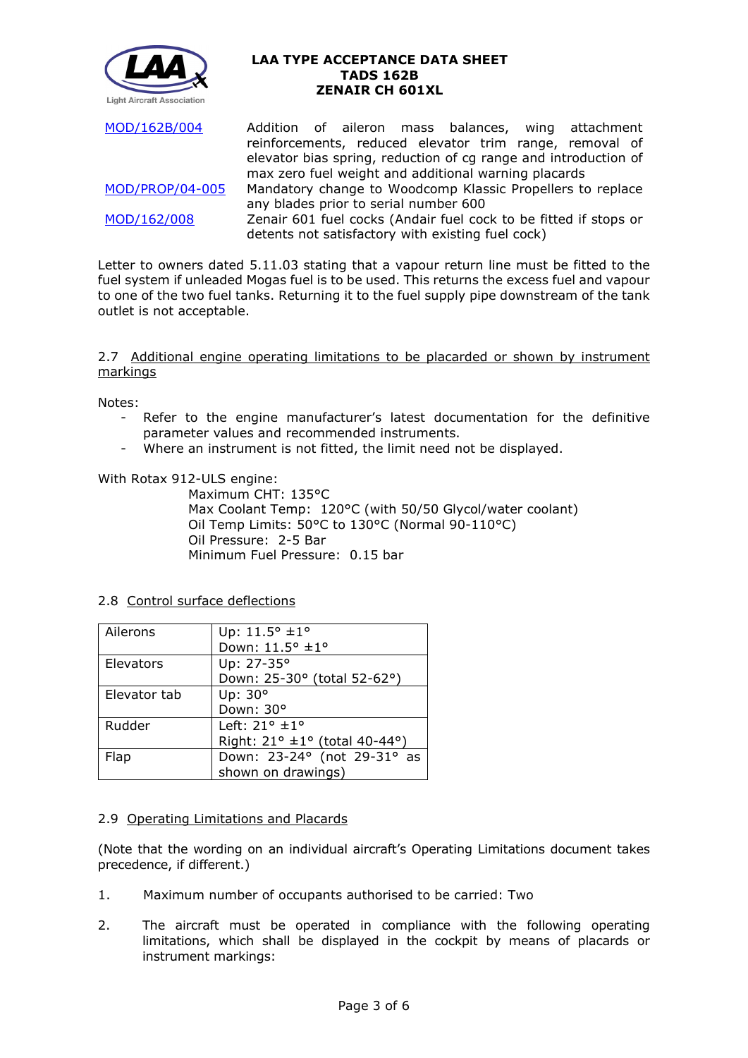| | |
|---|---|
| MOD/162B/004 | Addition of aileron mass balances, wing attachment reinforcements, reduced elevator trim range, removal of elevator bias spring, reduction of cg range and introduction of max zero fuel weight and additional warning placards |
| MOD/PROP/04-005 | Mandatory change to Woodcomp Klassic Propellers to replace any blades prior to serial number 600 |
| MOD/162/008 | Zenair 601 fuel cocks (Andair fuel cock to be fitted if stops or detents not satisfactory with existing fuel cock) |

Letter to owners dated 5.11.03 stating that a vapour return line must be fitted to the fuel system if unleaded Mogas fuel is to be used. This returns the excess fuel and vapour to one of the two fuel tanks. Returning it to the fuel supply pipe downstream of the tank outlet is not acceptable.

## 2.7 Additional engine operating limitations to be placarded or shown by instrument markings

Notes:

- Refer to the engine manufacturer's latest documentation for the definitive parameter values and recommended instruments.
- Where an instrument is not fitted, the limit need not be displayed.

With Rotax 912-ULS engine:

Maximum CHT: 135°C
Max Coolant Temp: 120°C (with 50/50 Glycol/water coolant)
Oil Temp Limits: 50°C to 130°C (Normal 90-110°C)
Oil Pressure: 2-5 Bar
Minimum Fuel Pressure: 0.15 bar

## 2.8 Control surface deflections

| | |
|---|---|
| Ailerons | Up: 11.5° ±1°<br>Down: 11.5° ±1° |
| Elevators | Up: 27-35°<br>Down: 25-30° (total 52-62°) |
| Elevator tab | Up: 30°<br>Down: 30° |
| Rudder | Left: 21° ±1°<br>Right: 21° ±1° (total 40-44°) |
| Flap | Down: 23-24° (not 29-31° as shown on drawings) |

## 2.9 Operating Limitations and Placards

(Note that the wording on an individual aircraft's Operating Limitations document takes precedence, if different.)

1. Maximum number of occupants authorised to be carried: Two
2. The aircraft must be operated in compliance with the following operating limitations, which shall be displayed in the cockpit by means of placards or instrument markings: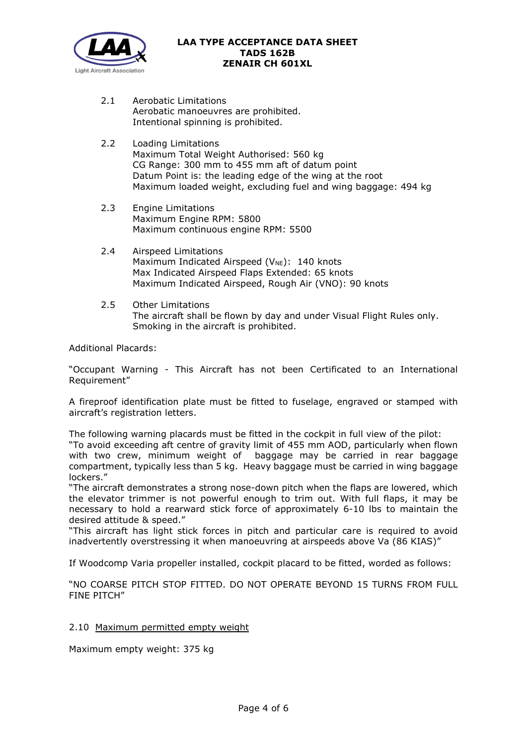2.1 Aerobatic Limitations
Aerobatic manoeuvres are prohibited.
Intentional spinning is prohibited.

2.2 Loading Limitations
Maximum Total Weight Authorised: 560 kg
CG Range: 300 mm to 455 mm aft of datum point
Datum Point is: the leading edge of the wing at the root
Maximum loaded weight, excluding fuel and wing baggage: 494 kg

2.3 Engine Limitations
Maximum Engine RPM: 5800
Maximum continuous engine RPM: 5500

2.4 Airspeed Limitations
Maximum Indicated Airspeed ($V_{NE}$): 140 knots
Max Indicated Airspeed Flaps Extended: 65 knots
Maximum Indicated Airspeed, Rough Air (VNO): 90 knots

2.5 Other Limitations
The aircraft shall be flown by day and under Visual Flight Rules only.
Smoking in the aircraft is prohibited.

Additional Placards:

"Occupant Warning - This Aircraft has not been Certificated to an International Requirement"

A fireproof identification plate must be fitted to fuselage, engraved or stamped with aircraft's registration letters.

The following warning placards must be fitted in the cockpit in full view of the pilot:
"To avoid exceeding aft centre of gravity limit of 455 mm AOD, particularly when flown with two crew, minimum weight of baggage may be carried in rear baggage compartment, typically less than 5 kg. Heavy baggage must be carried in wing baggage lockers."
"The aircraft demonstrates a strong nose-down pitch when the flaps are lowered, which the elevator trimmer is not powerful enough to trim out. With full flaps, it may be necessary to hold a rearward stick force of approximately 6-10 lbs to maintain the desired attitude & speed."
"This aircraft has light stick forces in pitch and particular care is required to avoid inadvertently overstressing it when manoeuvring at airspeeds above Va (86 KIAS)"

If Woodcomp Varia propeller installed, cockpit placard to be fitted, worded as follows:

"NO COARSE PITCH STOP FITTED. DO NOT OPERATE BEYOND 15 TURNS FROM FULL FINE PITCH"

2.10 Maximum permitted empty weight

Maximum empty weight: 375 kg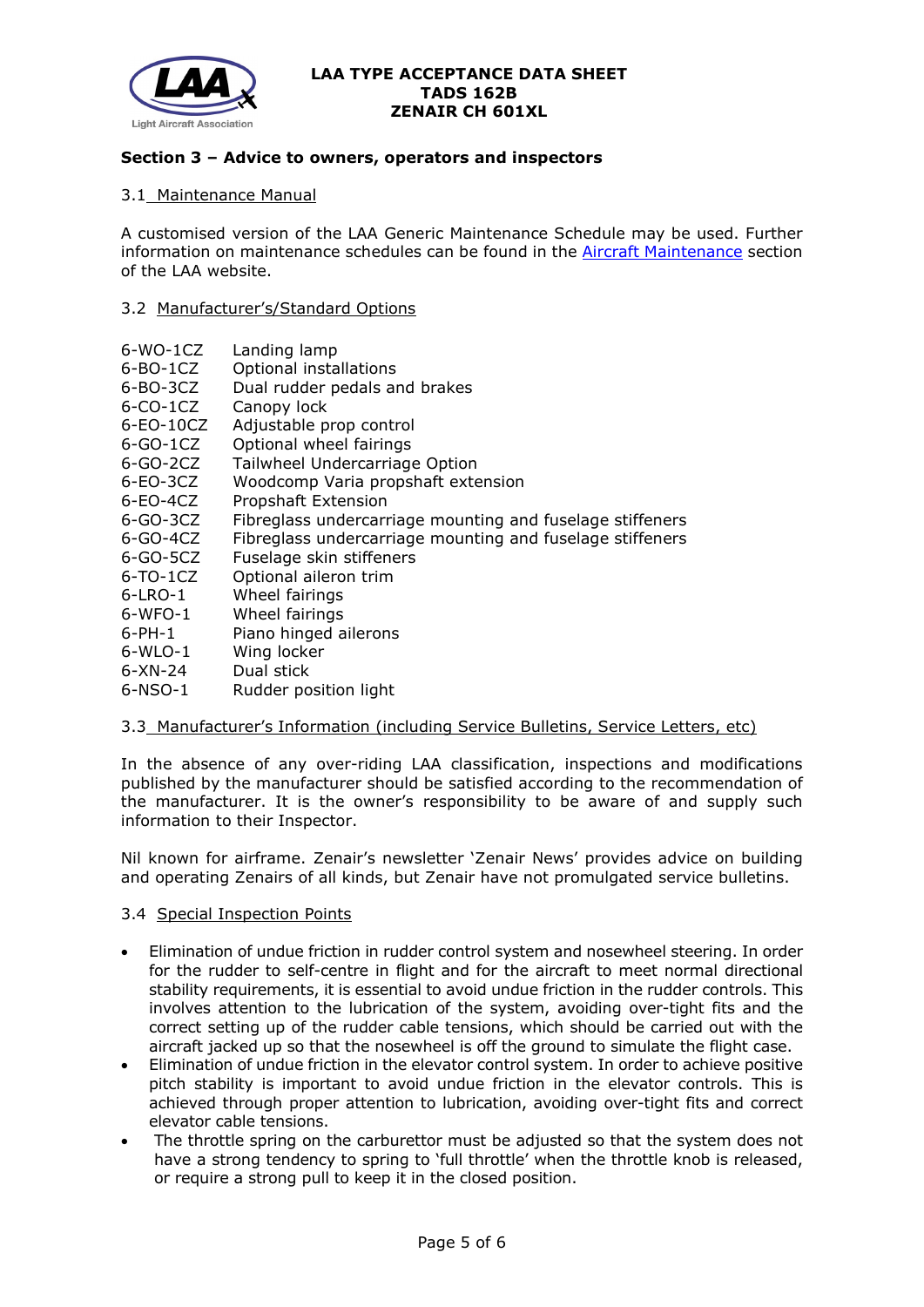**LAA TYPE ACCEPTANCE DATA SHEET**
**TADS 162B**
**ZENAIR CH 601XL**

## Section 3 – Advice to owners, operators and inspectors

### 3.1 Maintenance Manual

A customised version of the LAA Generic Maintenance Schedule may be used. Further information on maintenance schedules can be found in the Aircraft Maintenance section of the LAA website.

### 3.2 Manufacturer's/Standard Options

| | |
|---|---|
| 6-WO-1CZ | Landing lamp |
| 6-BO-1CZ | Optional installations |
| 6-BO-3CZ | Dual rudder pedals and brakes |
| 6-CO-1CZ | Canopy lock |
| 6-EO-10CZ | Adjustable prop control |
| 6-GO-1CZ | Optional wheel fairings |
| 6-GO-2CZ | Tailwheel Undercarriage Option |
| 6-EO-3CZ | Woodcomp Varia propshaft extension |
| 6-EO-4CZ | Propshaft Extension |
| 6-GO-3CZ | Fibreglass undercarriage mounting and fuselage stiffeners |
| 6-GO-4CZ | Fibreglass undercarriage mounting and fuselage stiffeners |
| 6-GO-5CZ | Fuselage skin stiffeners |
| 6-TO-1CZ | Optional aileron trim |
| 6-LRO-1 | Wheel fairings |
| 6-WFO-1 | Wheel fairings |
| 6-PH-1 | Piano hinged ailerons |
| 6-WLO-1 | Wing locker |
| 6-XN-24 | Dual stick |
| 6-NSO-1 | Rudder position light |

### 3.3 Manufacturer's Information (including Service Bulletins, Service Letters, etc)

In the absence of any over-riding LAA classification, inspections and modifications published by the manufacturer should be satisfied according to the recommendation of the manufacturer. It is the owner's responsibility to be aware of and supply such information to their Inspector.

Nil known for airframe. Zenair's newsletter 'Zenair News' provides advice on building and operating Zenairs of all kinds, but Zenair have not promulgated service bulletins.

### 3.4 Special Inspection Points

- Elimination of undue friction in rudder control system and nosewheel steering. In order for the rudder to self-centre in flight and for the aircraft to meet normal directional stability requirements, it is essential to avoid undue friction in the rudder controls. This involves attention to the lubrication of the system, avoiding over-tight fits and the correct setting up of the rudder cable tensions, which should be carried out with the aircraft jacked up so that the nosewheel is off the ground to simulate the flight case.
- Elimination of undue friction in the elevator control system. In order to achieve positive pitch stability is important to avoid undue friction in the elevator controls. This is achieved through proper attention to lubrication, avoiding over-tight fits and correct elevator cable tensions.
- The throttle spring on the carburettor must be adjusted so that the system does not have a strong tendency to spring to 'full throttle' when the throttle knob is released, or require a strong pull to keep it in the closed position.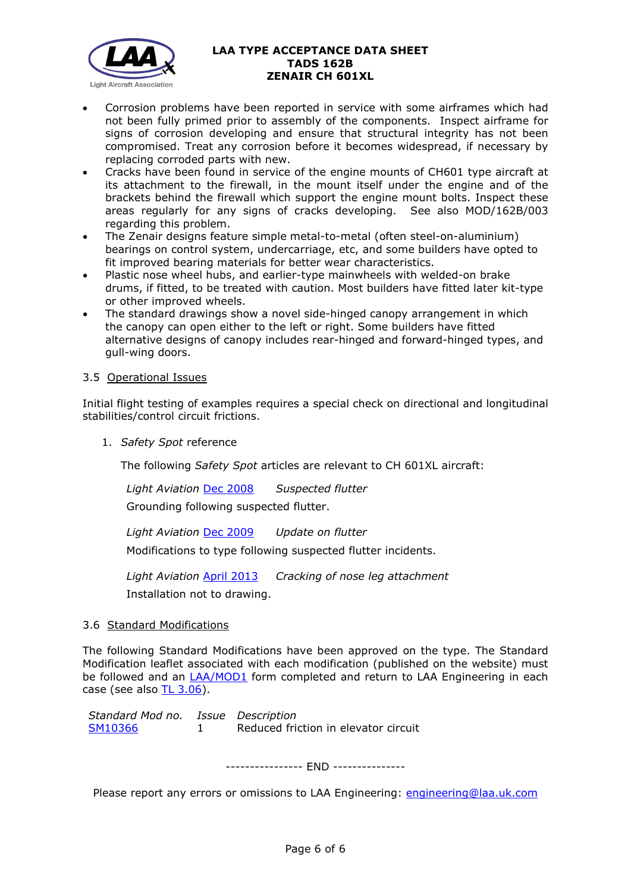- Corrosion problems have been reported in service with some airframes which had not been fully primed prior to assembly of the components. Inspect airframe for signs of corrosion developing and ensure that structural integrity has not been compromised. Treat any corrosion before it becomes widespread, if necessary by replacing corroded parts with new.
- Cracks have been found in service of the engine mounts of CH601 type aircraft at its attachment to the firewall, in the mount itself under the engine and of the brackets behind the firewall which support the engine mount bolts. Inspect these areas regularly for any signs of cracks developing. See also MOD/162B/003 regarding this problem.
- The Zenair designs feature simple metal-to-metal (often steel-on-aluminium) bearings on control system, undercarriage, etc, and some builders have opted to fit improved bearing materials for better wear characteristics.
- Plastic nose wheel hubs, and earlier-type mainwheels with welded-on brake drums, if fitted, to be treated with caution. Most builders have fitted later kit-type or other improved wheels.
- The standard drawings show a novel side-hinged canopy arrangement in which the canopy can open either to the left or right. Some builders have fitted alternative designs of canopy includes rear-hinged and forward-hinged types, and gull-wing doors.

3.5 Operational Issues

Initial flight testing of examples requires a special check on directional and longitudinal stabilities/control circuit frictions.

1. *Safety Spot* reference

   The following *Safety Spot* articles are relevant to CH 601XL aircraft:

   *Light Aviation* Dec 2008 *Suspected flutter*
   Grounding following suspected flutter.

   *Light Aviation* Dec 2009 *Update on flutter*
   Modifications to type following suspected flutter incidents.

   *Light Aviation* April 2013 *Cracking of nose leg attachment*
   Installation not to drawing.

3.6 Standard Modifications

The following Standard Modifications have been approved on the type. The Standard Modification leaflet associated with each modification (published on the website) must be followed and an LAA/MOD1 form completed and return to LAA Engineering in each case (see also TL 3.06).

| *Standard Mod no.* | *Issue* | *Description* |
|---|---|---|
| SM10366 | 1 | Reduced friction in elevator circuit |

---------------- END ---------------

Please report any errors or omissions to LAA Engineering: engineering@laa.uk.com